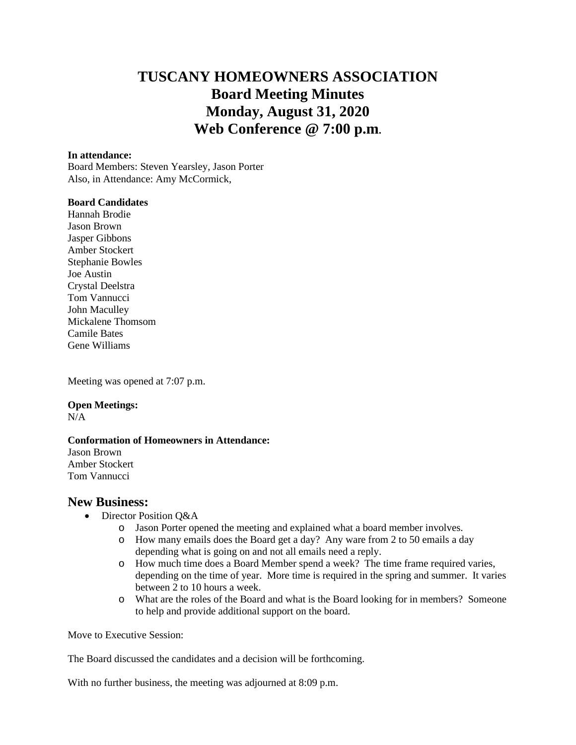# TUSCANY HOMEOWNERS ASSOCIATION
# Board Meeting Minutes
# Monday, August 31, 2020
# Web Conference @ 7:00 p.m.

**In attendance:**
Board Members: Steven Yearsley, Jason Porter
Also, in Attendance: Amy McCormick,

**Board Candidates**
Hannah Brodie
Jason Brown
Jasper Gibbons
Amber Stockert
Stephanie Bowles
Joe Austin
Crystal Deelstra
Tom Vannucci
John Maculley
Mickalene Thomsom
Camile Bates
Gene Williams

Meeting was opened at 7:07 p.m.

**Open Meetings:**
N/A

**Conformation of Homeowners in Attendance:**
Jason Brown
Amber Stockert
Tom Vannucci

## New Business:

- Director Position Q&A
  - Jason Porter opened the meeting and explained what a board member involves.
  - How many emails does the Board get a day? Any ware from 2 to 50 emails a day depending what is going on and not all emails need a reply.
  - How much time does a Board Member spend a week? The time frame required varies, depending on the time of year. More time is required in the spring and summer. It varies between 2 to 10 hours a week.
  - What are the roles of the Board and what is the Board looking for in members? Someone to help and provide additional support on the board.

Move to Executive Session:

The Board discussed the candidates and a decision will be forthcoming.

With no further business, the meeting was adjourned at 8:09 p.m.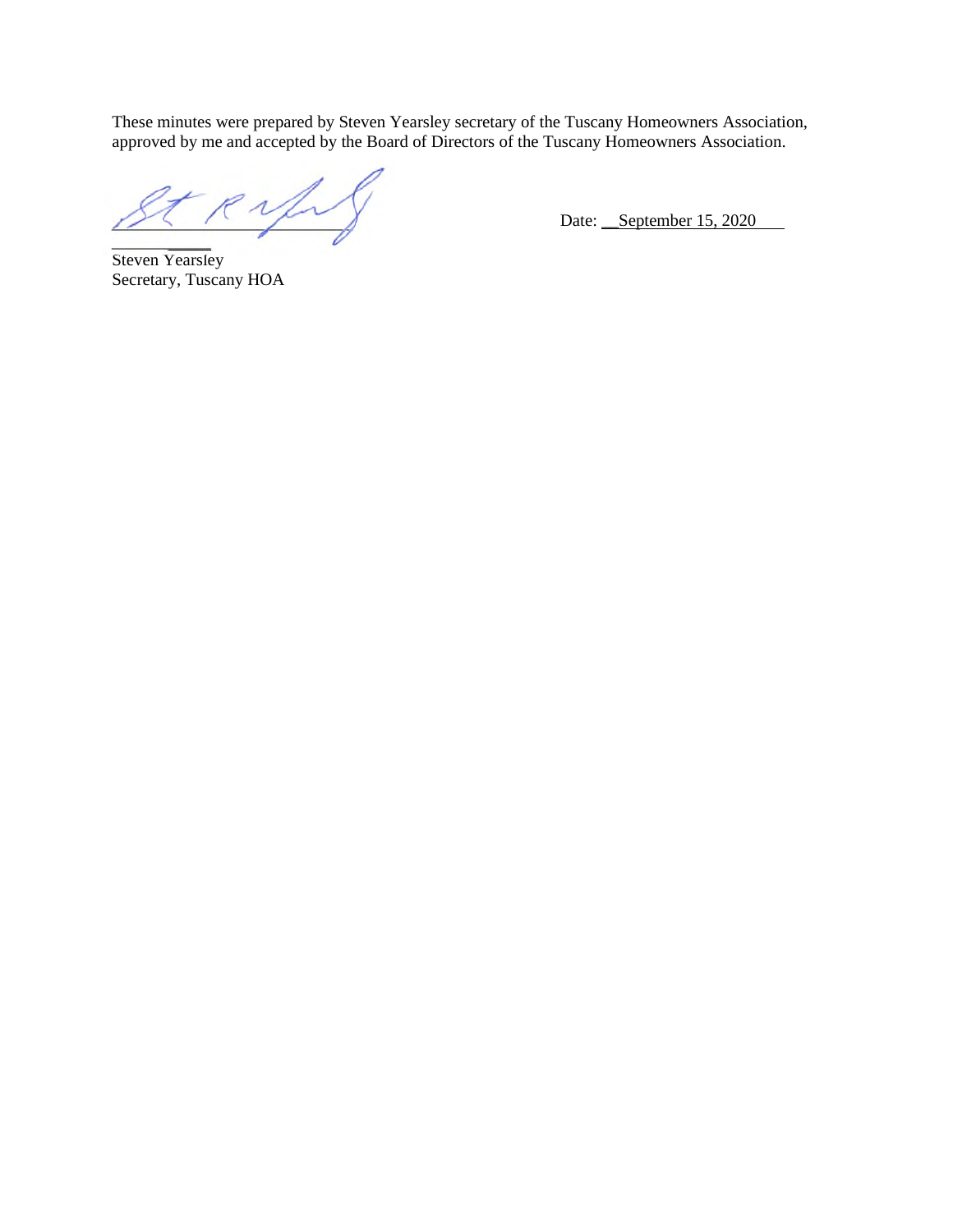These minutes were prepared by Steven Yearsley secretary of the Tuscany Homeowners Association, approved by me and accepted by the Board of Directors of the Tuscany Homeowners Association.

Date: September 15, 2020

Steven Yearsley
Secretary, Tuscany HOA